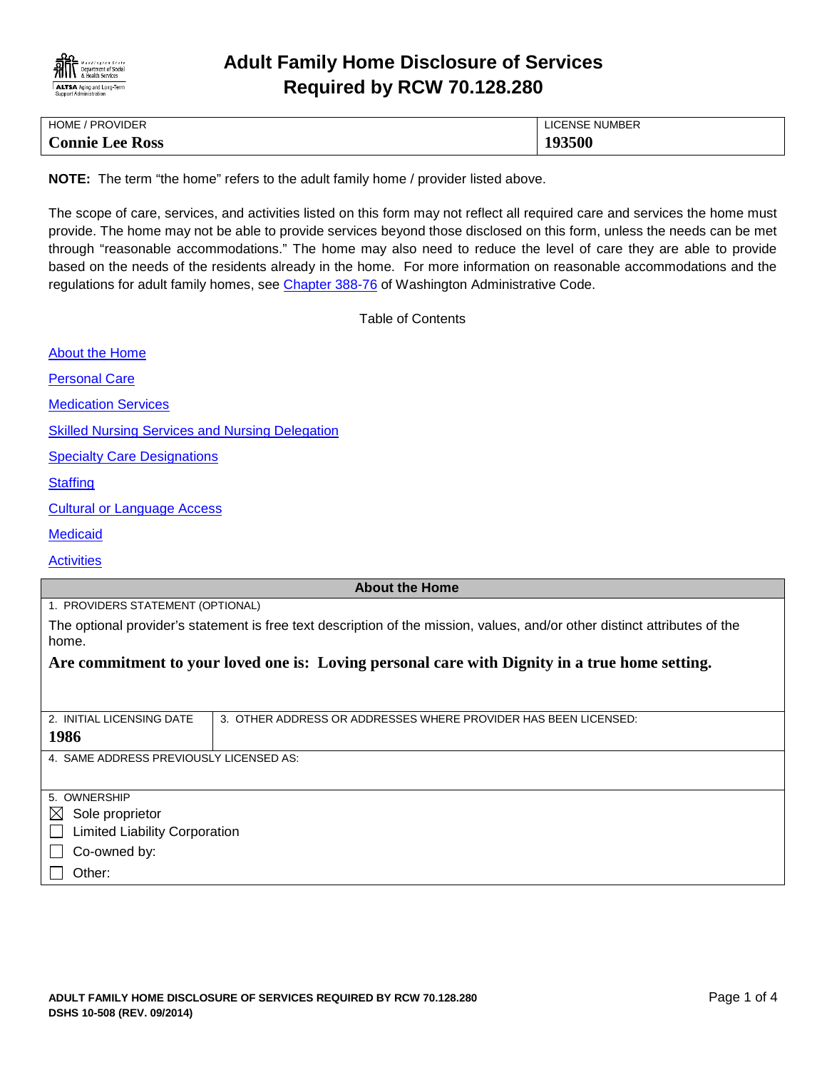# Adult Family Home Disclosure of Services Required by RCW 70.128.280

| HOME / PROVIDER | LICENSE NUMBER |
|---|---|
| **Connie Lee Ross** | **193500** |

**NOTE:** The term "the home" refers to the adult family home / provider listed above.

The scope of care, services, and activities listed on this form may not reflect all required care and services the home must provide. The home may not be able to provide services beyond those disclosed on this form, unless the needs can be met through "reasonable accommodations." The home may also need to reduce the level of care they are able to provide based on the needs of the residents already in the home. For more information on reasonable accommodations and the regulations for adult family homes, see Chapter 388-76 of Washington Administrative Code.

Table of Contents

- About the Home
- Personal Care
- Medication Services
- Skilled Nursing Services and Nursing Delegation
- Specialty Care Designations
- Staffing
- Cultural or Language Access
- Medicaid
- Activities

## About the Home

1. PROVIDERS STATEMENT (OPTIONAL)

The optional provider's statement is free text description of the mission, values, and/or other distinct attributes of the home.

**Are commitment to your loved one is: Loving personal care with Dignity in a true home setting.**

| 2. INITIAL LICENSING DATE | 3. OTHER ADDRESS OR ADDRESSES WHERE PROVIDER HAS BEEN LICENSED: |
|---|---|
| **1986** | |

4. SAME ADDRESS PREVIOUSLY LICENSED AS:

5. OWNERSHIP

- ☒ Sole proprietor
- ☐ Limited Liability Corporation
- ☐ Co-owned by:
- ☐ Other: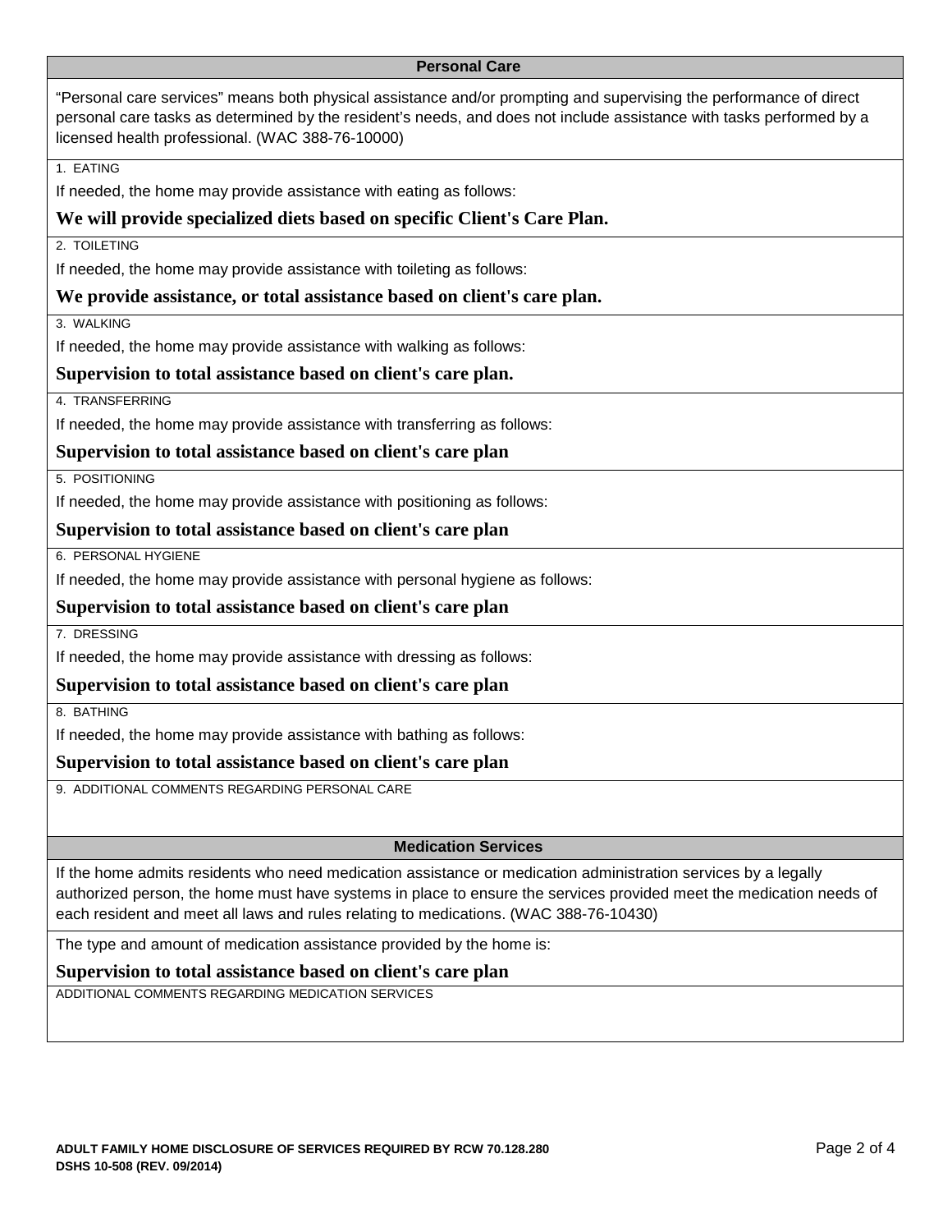## Personal Care

"Personal care services" means both physical assistance and/or prompting and supervising the performance of direct personal care tasks as determined by the resident's needs, and does not include assistance with tasks performed by a licensed health professional. (WAC 388-76-10000)

1. EATING

If needed, the home may provide assistance with eating as follows:

**We will provide specialized diets based on specific Client's Care Plan.**

2. TOILETING

If needed, the home may provide assistance with toileting as follows:

**We provide assistance, or total assistance based on client's care plan.**

3. WALKING

If needed, the home may provide assistance with walking as follows:

**Supervision to total assistance based on client's care plan.**

4. TRANSFERRING

If needed, the home may provide assistance with transferring as follows:

**Supervision to total assistance based on client's care plan**

5. POSITIONING

If needed, the home may provide assistance with positioning as follows:

**Supervision to total assistance based on client's care plan**

6. PERSONAL HYGIENE

If needed, the home may provide assistance with personal hygiene as follows:

**Supervision to total assistance based on client's care plan**

7. DRESSING

If needed, the home may provide assistance with dressing as follows:

**Supervision to total assistance based on client's care plan**

8. BATHING

If needed, the home may provide assistance with bathing as follows:

**Supervision to total assistance based on client's care plan**

9. ADDITIONAL COMMENTS REGARDING PERSONAL CARE

## Medication Services

If the home admits residents who need medication assistance or medication administration services by a legally authorized person, the home must have systems in place to ensure the services provided meet the medication needs of each resident and meet all laws and rules relating to medications. (WAC 388-76-10430)

The type and amount of medication assistance provided by the home is:

**Supervision to total assistance based on client's care plan**

ADDITIONAL COMMENTS REGARDING MEDICATION SERVICES

ADULT FAMILY HOME DISCLOSURE OF SERVICES REQUIRED BY RCW 70.128.280
DSHS 10-508 (REV. 09/2014)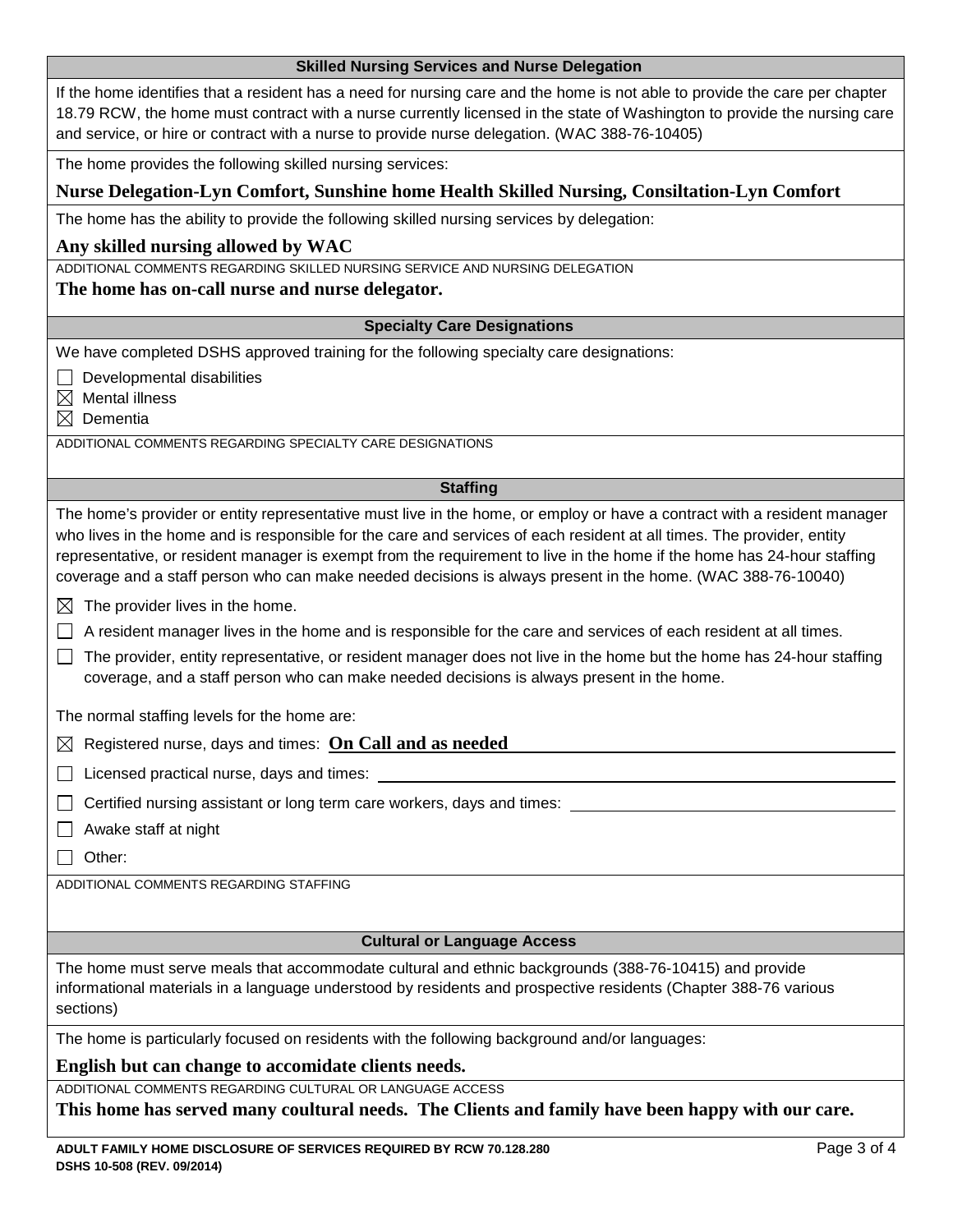## Skilled Nursing Services and Nurse Delegation

If the home identifies that a resident has a need for nursing care and the home is not able to provide the care per chapter 18.79 RCW, the home must contract with a nurse currently licensed in the state of Washington to provide the nursing care and service, or hire or contract with a nurse to provide nurse delegation. (WAC 388-76-10405)

The home provides the following skilled nursing services:

**Nurse Delegation-Lyn Comfort, Sunshine home Health Skilled Nursing, Consiltation-Lyn Comfort**

The home has the ability to provide the following skilled nursing services by delegation:

**Any skilled nursing allowed by WAC**

ADDITIONAL COMMENTS REGARDING SKILLED NURSING SERVICE AND NURSING DELEGATION

**The home has on-call nurse and nurse delegator.**

## Specialty Care Designations

We have completed DSHS approved training for the following specialty care designations:

- ☐ Developmental disabilities
- ☒ Mental illness
- ☒ Dementia

ADDITIONAL COMMENTS REGARDING SPECIALTY CARE DESIGNATIONS

## Staffing

The home's provider or entity representative must live in the home, or employ or have a contract with a resident manager who lives in the home and is responsible for the care and services of each resident at all times. The provider, entity representative, or resident manager is exempt from the requirement to live in the home if the home has 24-hour staffing coverage and a staff person who can make needed decisions is always present in the home. (WAC 388-76-10040)

- ☒ The provider lives in the home.
- ☐ A resident manager lives in the home and is responsible for the care and services of each resident at all times.
- ☐ The provider, entity representative, or resident manager does not live in the home but the home has 24-hour staffing coverage, and a staff person who can make needed decisions is always present in the home.

The normal staffing levels for the home are:

- ☒ Registered nurse, days and times: **On Call and as needed**
- ☐ Licensed practical nurse, days and times:
- ☐ Certified nursing assistant or long term care workers, days and times:
- ☐ Awake staff at night
- ☐ Other:

ADDITIONAL COMMENTS REGARDING STAFFING

## Cultural or Language Access

The home must serve meals that accommodate cultural and ethnic backgrounds (388-76-10415) and provide informational materials in a language understood by residents and prospective residents (Chapter 388-76 various sections)

The home is particularly focused on residents with the following background and/or languages:

**English but can change to accomidate clients needs.**

ADDITIONAL COMMENTS REGARDING CULTURAL OR LANGUAGE ACCESS

**This home has served many coultural needs. The Clients and family have been happy with our care.**

ADULT FAMILY HOME DISCLOSURE OF SERVICES REQUIRED BY RCW 70.128.280
DSHS 10-508 (REV. 09/2014)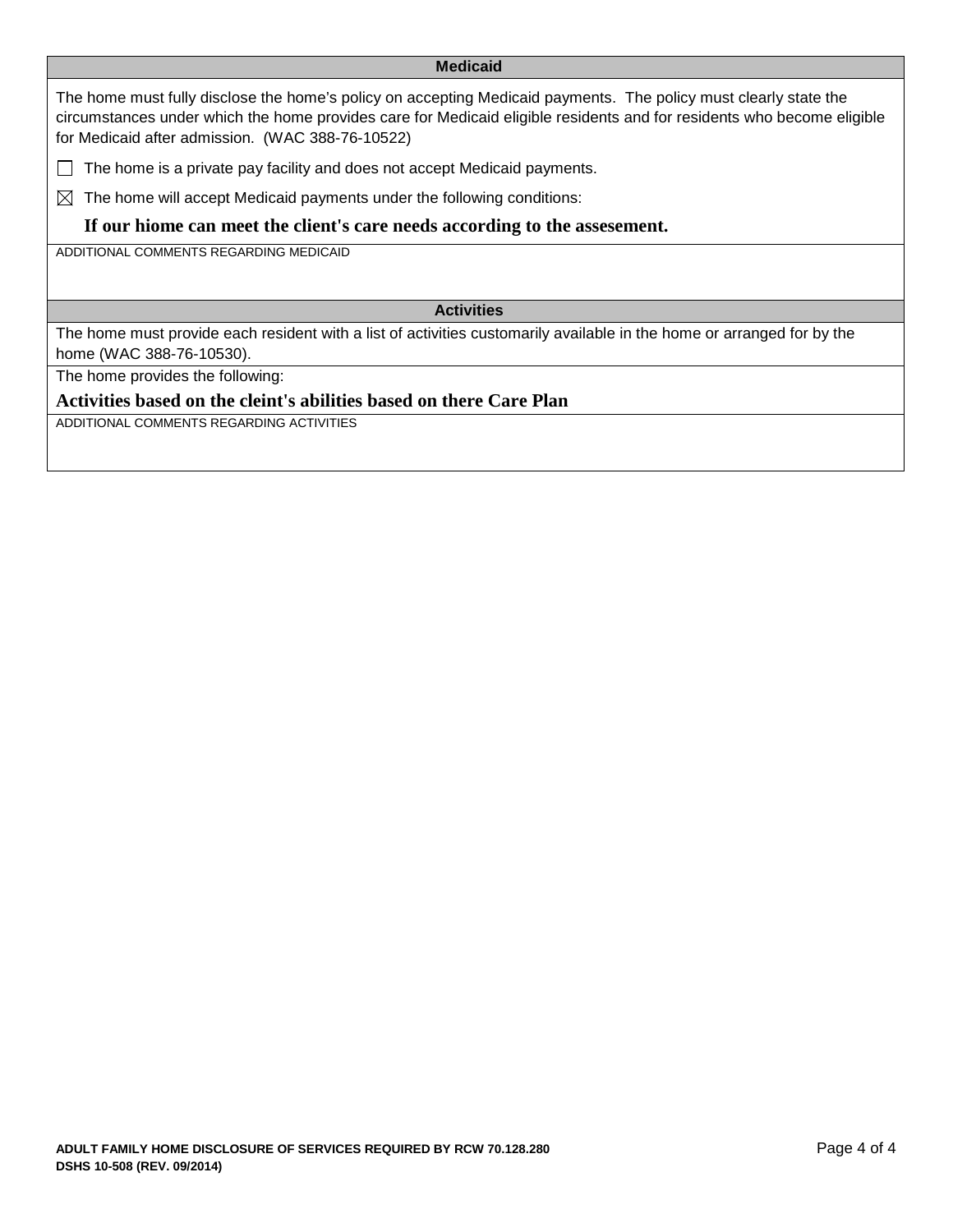## Medicaid

The home must fully disclose the home's policy on accepting Medicaid payments. The policy must clearly state the circumstances under which the home provides care for Medicaid eligible residents and for residents who become eligible for Medicaid after admission. (WAC 388-76-10522)

☐ The home is a private pay facility and does not accept Medicaid payments.

☒ The home will accept Medicaid payments under the following conditions:

**If our hiome can meet the client's care needs according to the assesement.**

ADDITIONAL COMMENTS REGARDING MEDICAID

## Activities

The home must provide each resident with a list of activities customarily available in the home or arranged for by the home (WAC 388-76-10530).

The home provides the following:

**Activities based on the cleint's abilities based on there Care Plan**

ADDITIONAL COMMENTS REGARDING ACTIVITIES

ADULT FAMILY HOME DISCLOSURE OF SERVICES REQUIRED BY RCW 70.128.280
DSHS 10-508 (REV. 09/2014)